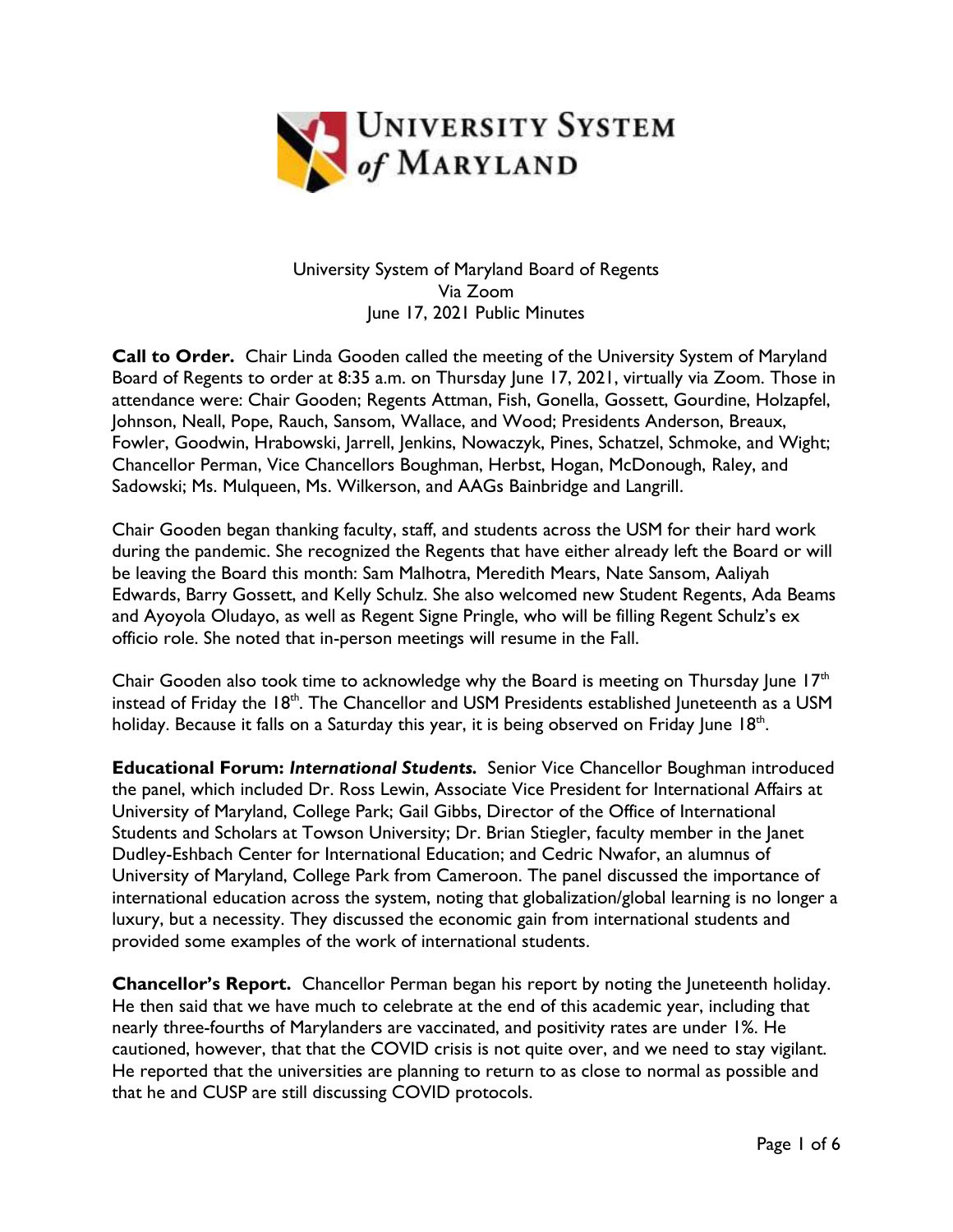University System of Maryland Board of Regents
Via Zoom
June 17, 2021 Public Minutes

**Call to Order.** Chair Linda Gooden called the meeting of the University System of Maryland Board of Regents to order at 8:35 a.m. on Thursday June 17, 2021, virtually via Zoom. Those in attendance were: Chair Gooden; Regents Attman, Fish, Gonella, Gossett, Gourdine, Holzapfel, Johnson, Neall, Pope, Rauch, Sansom, Wallace, and Wood; Presidents Anderson, Breaux, Fowler, Goodwin, Hrabowski, Jarrell, Jenkins, Nowaczyk, Pines, Schatzel, Schmoke, and Wight; Chancellor Perman, Vice Chancellors Boughman, Herbst, Hogan, McDonough, Raley, and Sadowski; Ms. Mulqueen, Ms. Wilkerson, and AAGs Bainbridge and Langrill.

Chair Gooden began thanking faculty, staff, and students across the USM for their hard work during the pandemic. She recognized the Regents that have either already left the Board or will be leaving the Board this month: Sam Malhotra, Meredith Mears, Nate Sansom, Aaliyah Edwards, Barry Gossett, and Kelly Schulz. She also welcomed new Student Regents, Ada Beams and Ayoyola Oludayo, as well as Regent Signe Pringle, who will be filling Regent Schulz's ex officio role. She noted that in-person meetings will resume in the Fall.

Chair Gooden also took time to acknowledge why the Board is meeting on Thursday June 17th instead of Friday the 18th. The Chancellor and USM Presidents established Juneteenth as a USM holiday. Because it falls on a Saturday this year, it is being observed on Friday June 18th.

**Educational Forum: *International Students.*** Senior Vice Chancellor Boughman introduced the panel, which included Dr. Ross Lewin, Associate Vice President for International Affairs at University of Maryland, College Park; Gail Gibbs, Director of the Office of International Students and Scholars at Towson University; Dr. Brian Stiegler, faculty member in the Janet Dudley-Eshbach Center for International Education; and Cedric Nwafor, an alumnus of University of Maryland, College Park from Cameroon. The panel discussed the importance of international education across the system, noting that globalization/global learning is no longer a luxury, but a necessity. They discussed the economic gain from international students and provided some examples of the work of international students.

**Chancellor's Report.** Chancellor Perman began his report by noting the Juneteenth holiday. He then said that we have much to celebrate at the end of this academic year, including that nearly three-fourths of Marylanders are vaccinated, and positivity rates are under 1%. He cautioned, however, that that the COVID crisis is not quite over, and we need to stay vigilant. He reported that the universities are planning to return to as close to normal as possible and that he and CUSP are still discussing COVID protocols.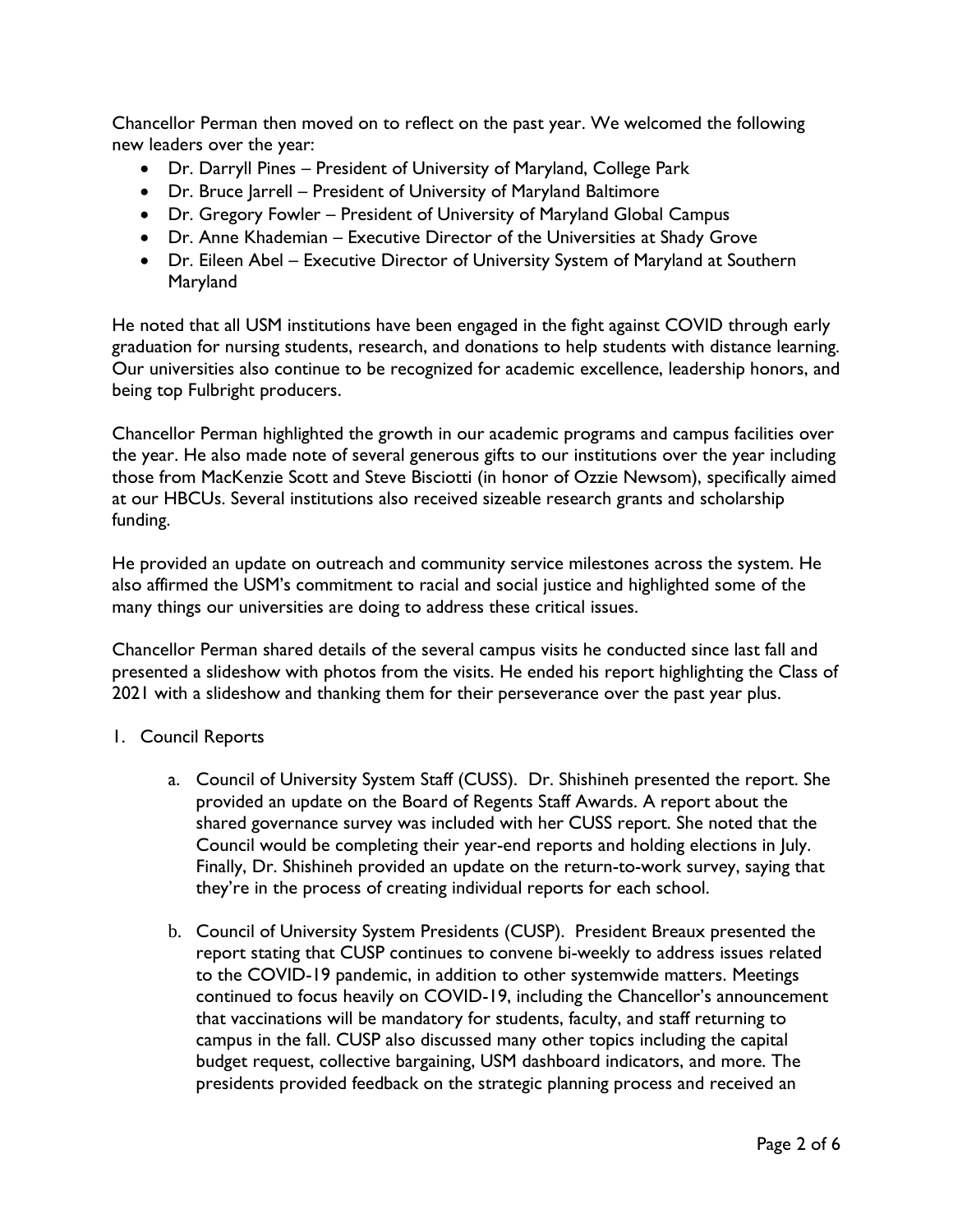Chancellor Perman then moved on to reflect on the past year. We welcomed the following new leaders over the year:

- Dr. Darryll Pines – President of University of Maryland, College Park
- Dr. Bruce Jarrell – President of University of Maryland Baltimore
- Dr. Gregory Fowler – President of University of Maryland Global Campus
- Dr. Anne Khademian – Executive Director of the Universities at Shady Grove
- Dr. Eileen Abel – Executive Director of University System of Maryland at Southern Maryland

He noted that all USM institutions have been engaged in the fight against COVID through early graduation for nursing students, research, and donations to help students with distance learning. Our universities also continue to be recognized for academic excellence, leadership honors, and being top Fulbright producers.

Chancellor Perman highlighted the growth in our academic programs and campus facilities over the year. He also made note of several generous gifts to our institutions over the year including those from MacKenzie Scott and Steve Bisciotti (in honor of Ozzie Newsom), specifically aimed at our HBCUs. Several institutions also received sizeable research grants and scholarship funding.

He provided an update on outreach and community service milestones across the system. He also affirmed the USM's commitment to racial and social justice and highlighted some of the many things our universities are doing to address these critical issues.

Chancellor Perman shared details of the several campus visits he conducted since last fall and presented a slideshow with photos from the visits. He ended his report highlighting the Class of 2021 with a slideshow and thanking them for their perseverance over the past year plus.

1. Council Reports

    a. Council of University System Staff (CUSS). Dr. Shishineh presented the report. She provided an update on the Board of Regents Staff Awards. A report about the shared governance survey was included with her CUSS report. She noted that the Council would be completing their year-end reports and holding elections in July. Finally, Dr. Shishineh provided an update on the return-to-work survey, saying that they're in the process of creating individual reports for each school.

    b. Council of University System Presidents (CUSP). President Breaux presented the report stating that CUSP continues to convene bi-weekly to address issues related to the COVID-19 pandemic, in addition to other systemwide matters. Meetings continued to focus heavily on COVID-19, including the Chancellor's announcement that vaccinations will be mandatory for students, faculty, and staff returning to campus in the fall. CUSP also discussed many other topics including the capital budget request, collective bargaining, USM dashboard indicators, and more. The presidents provided feedback on the strategic planning process and received an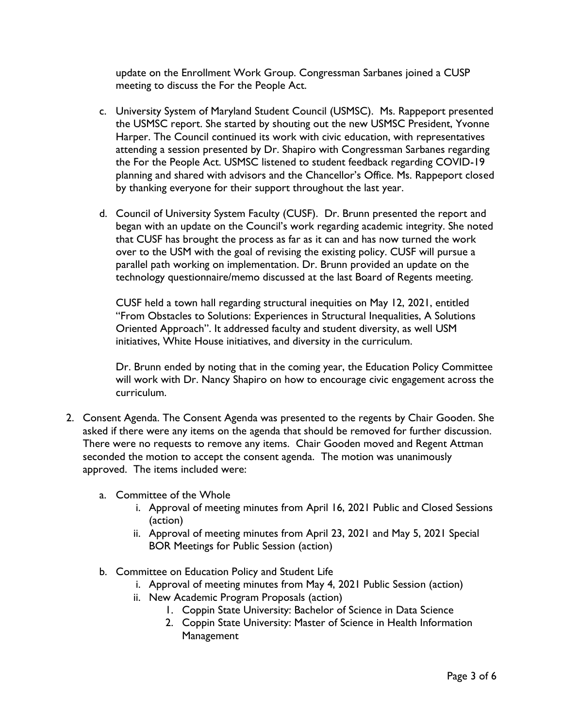update on the Enrollment Work Group. Congressman Sarbanes joined a CUSP meeting to discuss the For the People Act.

c. University System of Maryland Student Council (USMSC). Ms. Rappeport presented the USMSC report. She started by shouting out the new USMSC President, Yvonne Harper. The Council continued its work with civic education, with representatives attending a session presented by Dr. Shapiro with Congressman Sarbanes regarding the For the People Act. USMSC listened to student feedback regarding COVID-19 planning and shared with advisors and the Chancellor's Office. Ms. Rappeport closed by thanking everyone for their support throughout the last year.

d. Council of University System Faculty (CUSF). Dr. Brunn presented the report and began with an update on the Council's work regarding academic integrity. She noted that CUSF has brought the process as far as it can and has now turned the work over to the USM with the goal of revising the existing policy. CUSF will pursue a parallel path working on implementation. Dr. Brunn provided an update on the technology questionnaire/memo discussed at the last Board of Regents meeting.

   CUSF held a town hall regarding structural inequities on May 12, 2021, entitled "From Obstacles to Solutions: Experiences in Structural Inequalities, A Solutions Oriented Approach". It addressed faculty and student diversity, as well USM initiatives, White House initiatives, and diversity in the curriculum.

   Dr. Brunn ended by noting that in the coming year, the Education Policy Committee will work with Dr. Nancy Shapiro on how to encourage civic engagement across the curriculum.

2. Consent Agenda. The Consent Agenda was presented to the regents by Chair Gooden. She asked if there were any items on the agenda that should be removed for further discussion. There were no requests to remove any items. Chair Gooden moved and Regent Attman seconded the motion to accept the consent agenda. The motion was unanimously approved. The items included were:

   a. Committee of the Whole
      i. Approval of meeting minutes from April 16, 2021 Public and Closed Sessions (action)
      ii. Approval of meeting minutes from April 23, 2021 and May 5, 2021 Special BOR Meetings for Public Session (action)

   b. Committee on Education Policy and Student Life
      i. Approval of meeting minutes from May 4, 2021 Public Session (action)
      ii. New Academic Program Proposals (action)
         1. Coppin State University: Bachelor of Science in Data Science
         2. Coppin State University: Master of Science in Health Information Management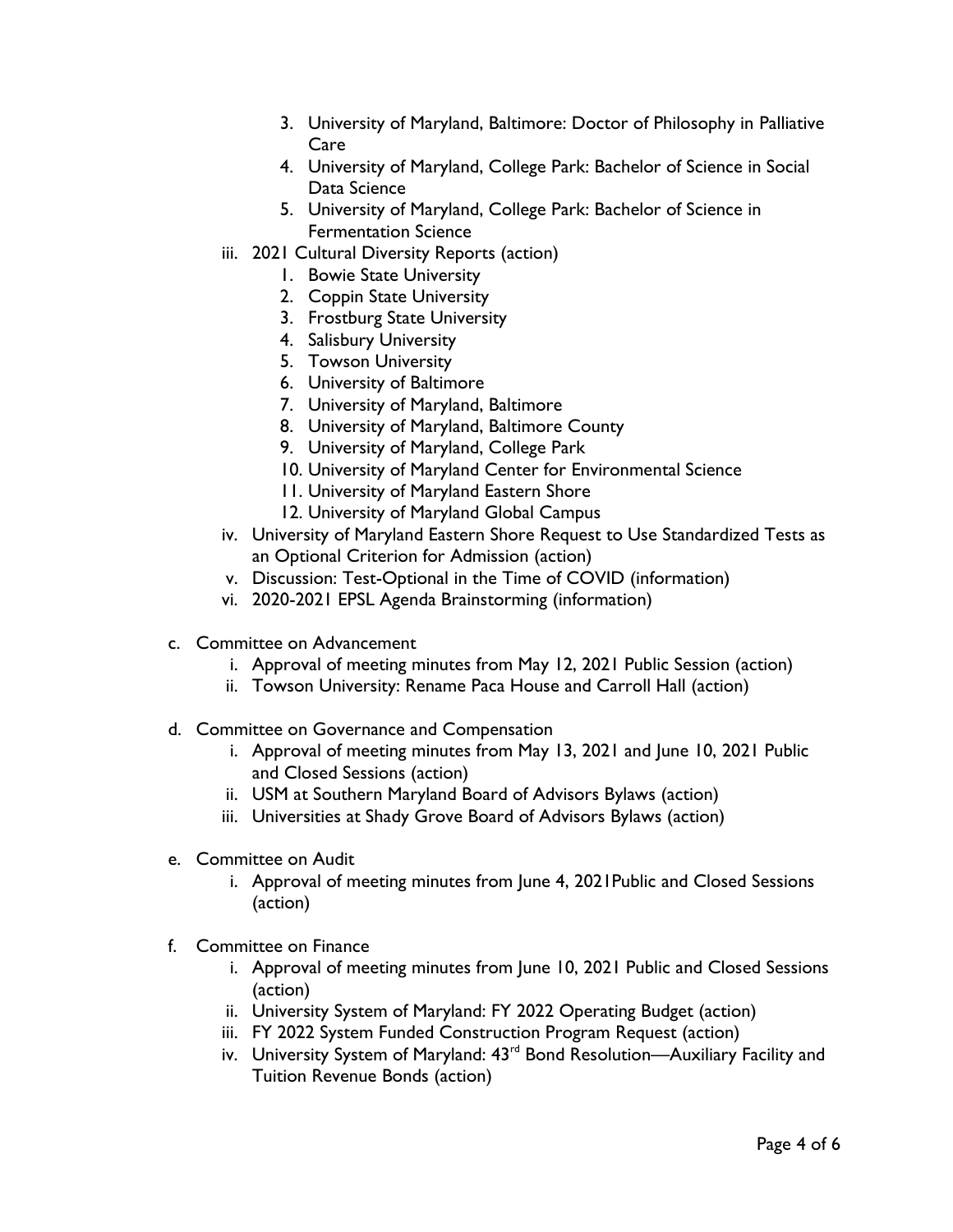3. University of Maryland, Baltimore: Doctor of Philosophy in Palliative Care
      4. University of Maryland, College Park: Bachelor of Science in Social Data Science
      5. University of Maryland, College Park: Bachelor of Science in Fermentation Science
   - iii. 2021 Cultural Diversity Reports (action)
      1. Bowie State University
      2. Coppin State University
      3. Frostburg State University
      4. Salisbury University
      5. Towson University
      6. University of Baltimore
      7. University of Maryland, Baltimore
      8. University of Maryland, Baltimore County
      9. University of Maryland, College Park
      10. University of Maryland Center for Environmental Science
      11. University of Maryland Eastern Shore
      12. University of Maryland Global Campus
   - iv. University of Maryland Eastern Shore Request to Use Standardized Tests as an Optional Criterion for Admission (action)
   - v. Discussion: Test-Optional in the Time of COVID (information)
   - vi. 2020-2021 EPSL Agenda Brainstorming (information)

- c. Committee on Advancement
   - i. Approval of meeting minutes from May 12, 2021 Public Session (action)
   - ii. Towson University: Rename Paca House and Carroll Hall (action)

- d. Committee on Governance and Compensation
   - i. Approval of meeting minutes from May 13, 2021 and June 10, 2021 Public and Closed Sessions (action)
   - ii. USM at Southern Maryland Board of Advisors Bylaws (action)
   - iii. Universities at Shady Grove Board of Advisors Bylaws (action)

- e. Committee on Audit
   - i. Approval of meeting minutes from June 4, 2021Public and Closed Sessions (action)

- f. Committee on Finance
   - i. Approval of meeting minutes from June 10, 2021 Public and Closed Sessions (action)
   - ii. University System of Maryland: FY 2022 Operating Budget (action)
   - iii. FY 2022 System Funded Construction Program Request (action)
   - iv. University System of Maryland: 43rd Bond Resolution—Auxiliary Facility and Tuition Revenue Bonds (action)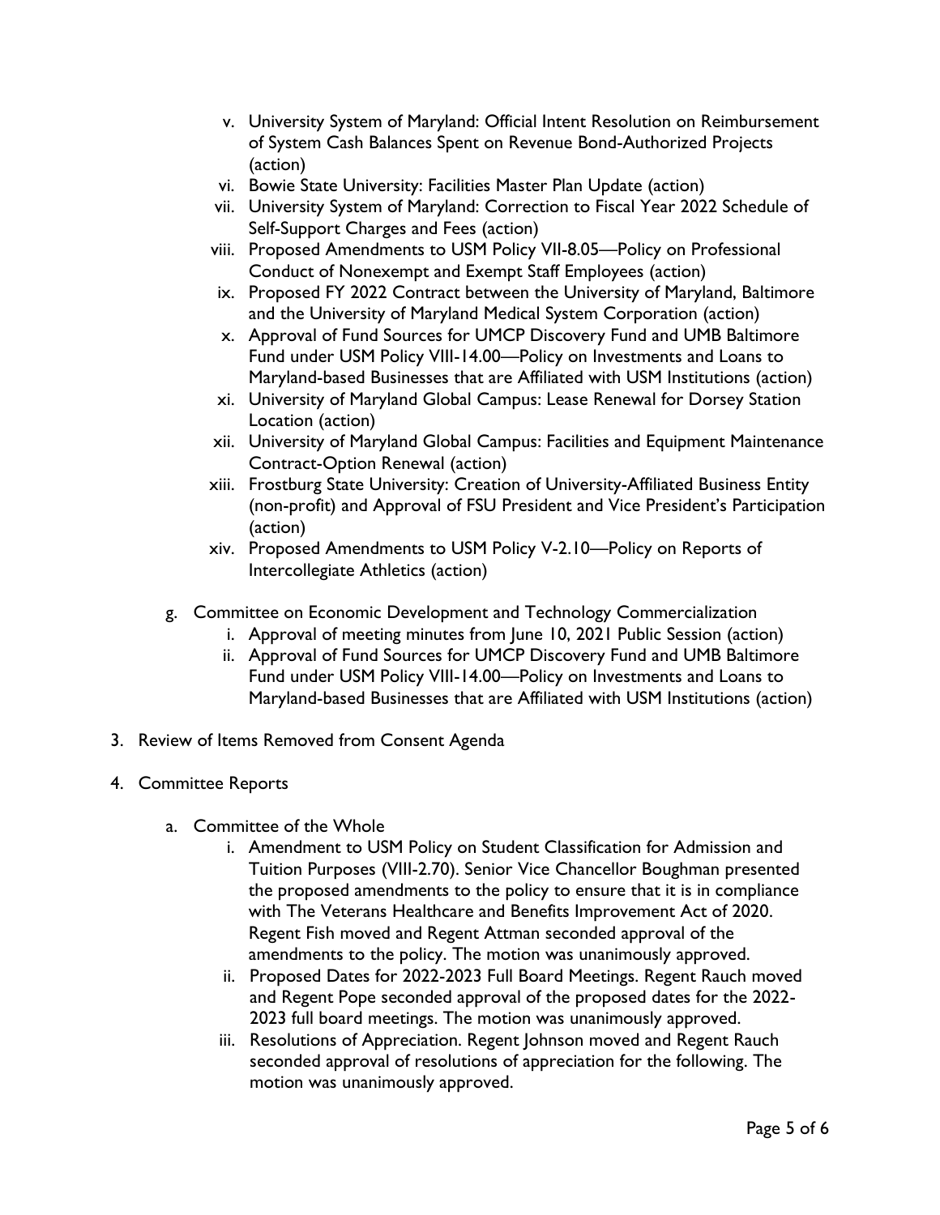v. University System of Maryland: Official Intent Resolution on Reimbursement of System Cash Balances Spent on Revenue Bond-Authorized Projects (action)
   vi. Bowie State University: Facilities Master Plan Update (action)
   vii. University System of Maryland: Correction to Fiscal Year 2022 Schedule of Self-Support Charges and Fees (action)
   viii. Proposed Amendments to USM Policy VII-8.05—Policy on Professional Conduct of Nonexempt and Exempt Staff Employees (action)
   ix. Proposed FY 2022 Contract between the University of Maryland, Baltimore and the University of Maryland Medical System Corporation (action)
   x. Approval of Fund Sources for UMCP Discovery Fund and UMB Baltimore Fund under USM Policy VIII-14.00—Policy on Investments and Loans to Maryland-based Businesses that are Affiliated with USM Institutions (action)
   xi. University of Maryland Global Campus: Lease Renewal for Dorsey Station Location (action)
   xii. University of Maryland Global Campus: Facilities and Equipment Maintenance Contract-Option Renewal (action)
   xiii. Frostburg State University: Creation of University-Affiliated Business Entity (non-profit) and Approval of FSU President and Vice President's Participation (action)
   xiv. Proposed Amendments to USM Policy V-2.10—Policy on Reports of Intercollegiate Athletics (action)

g. Committee on Economic Development and Technology Commercialization
   i. Approval of meeting minutes from June 10, 2021 Public Session (action)
   ii. Approval of Fund Sources for UMCP Discovery Fund and UMB Baltimore Fund under USM Policy VIII-14.00—Policy on Investments and Loans to Maryland-based Businesses that are Affiliated with USM Institutions (action)

3. Review of Items Removed from Consent Agenda

4. Committee Reports

   a. Committee of the Whole
      i. Amendment to USM Policy on Student Classification for Admission and Tuition Purposes (VIII-2.70). Senior Vice Chancellor Boughman presented the proposed amendments to the policy to ensure that it is in compliance with The Veterans Healthcare and Benefits Improvement Act of 2020. Regent Fish moved and Regent Attman seconded approval of the amendments to the policy. The motion was unanimously approved.
      ii. Proposed Dates for 2022-2023 Full Board Meetings. Regent Rauch moved and Regent Pope seconded approval of the proposed dates for the 2022-2023 full board meetings. The motion was unanimously approved.
      iii. Resolutions of Appreciation. Regent Johnson moved and Regent Rauch seconded approval of resolutions of appreciation for the following. The motion was unanimously approved.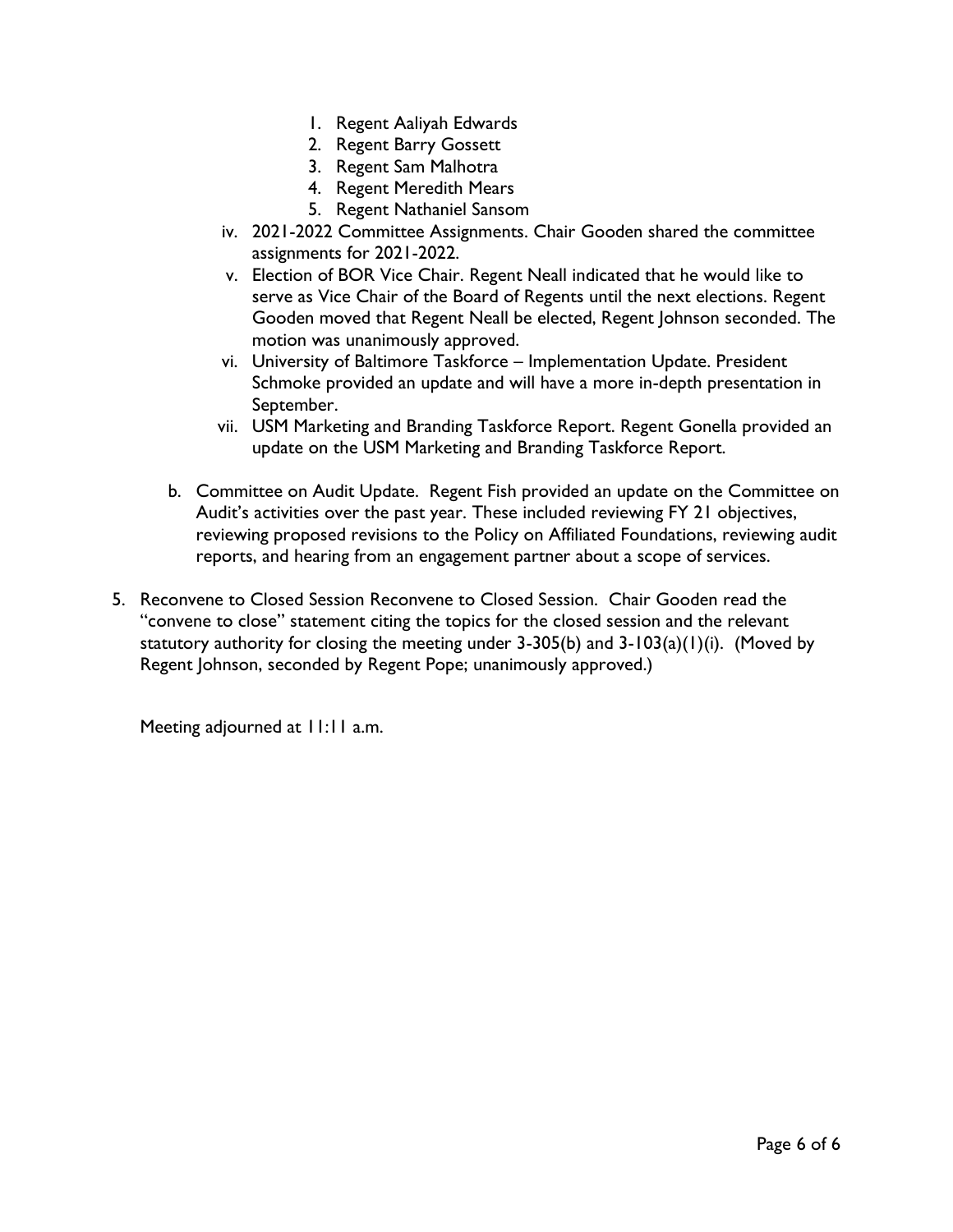1. Regent Aaliyah Edwards
2. Regent Barry Gossett
3. Regent Sam Malhotra
4. Regent Meredith Mears
5. Regent Nathaniel Sansom

iv. 2021-2022 Committee Assignments. Chair Gooden shared the committee assignments for 2021-2022.

v. Election of BOR Vice Chair. Regent Neall indicated that he would like to serve as Vice Chair of the Board of Regents until the next elections. Regent Gooden moved that Regent Neall be elected, Regent Johnson seconded. The motion was unanimously approved.

vi. University of Baltimore Taskforce – Implementation Update. President Schmoke provided an update and will have a more in-depth presentation in September.

vii. USM Marketing and Branding Taskforce Report. Regent Gonella provided an update on the USM Marketing and Branding Taskforce Report.

b. Committee on Audit Update. Regent Fish provided an update on the Committee on Audit's activities over the past year. These included reviewing FY 21 objectives, reviewing proposed revisions to the Policy on Affiliated Foundations, reviewing audit reports, and hearing from an engagement partner about a scope of services.

5. Reconvene to Closed Session Reconvene to Closed Session. Chair Gooden read the "convene to close" statement citing the topics for the closed session and the relevant statutory authority for closing the meeting under 3-305(b) and 3-103(a)(1)(i). (Moved by Regent Johnson, seconded by Regent Pope; unanimously approved.)

Meeting adjourned at 11:11 a.m.